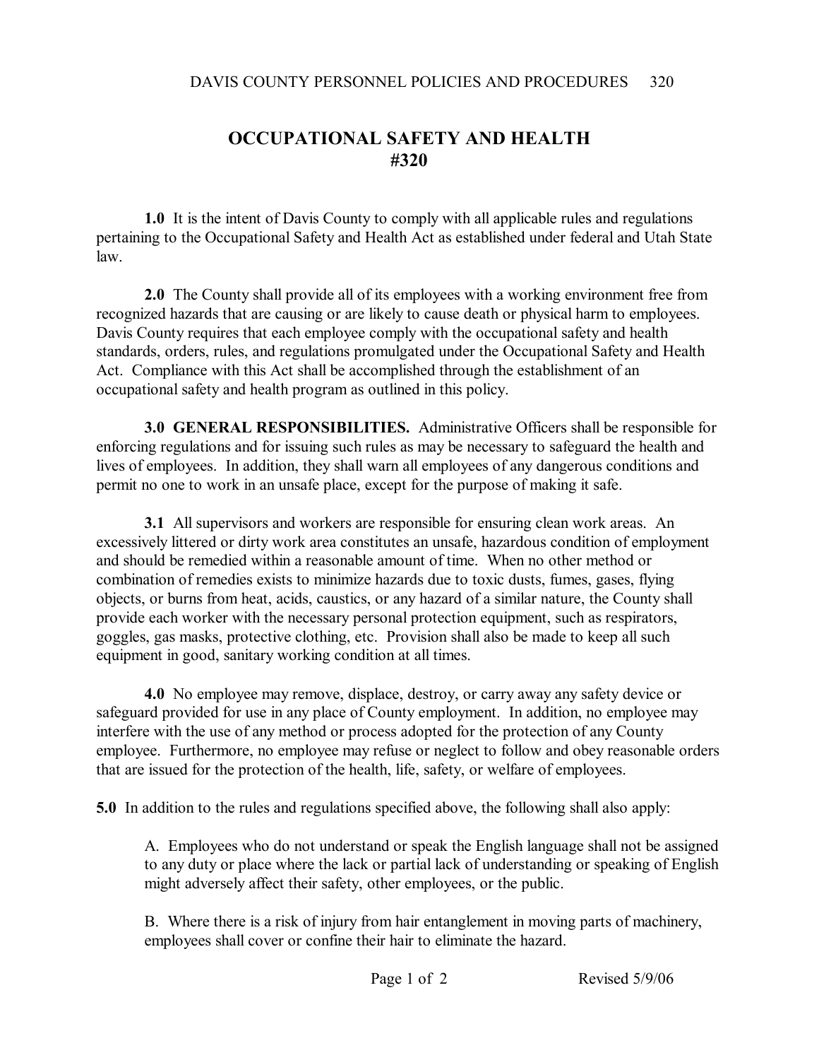# OCCUPATIONAL SAFETY AND HEALTH
# #320

**1.0** It is the intent of Davis County to comply with all applicable rules and regulations pertaining to the Occupational Safety and Health Act as established under federal and Utah State law.

**2.0** The County shall provide all of its employees with a working environment free from recognized hazards that are causing or are likely to cause death or physical harm to employees. Davis County requires that each employee comply with the occupational safety and health standards, orders, rules, and regulations promulgated under the Occupational Safety and Health Act. Compliance with this Act shall be accomplished through the establishment of an occupational safety and health program as outlined in this policy.

**3.0 GENERAL RESPONSIBILITIES.** Administrative Officers shall be responsible for enforcing regulations and for issuing such rules as may be necessary to safeguard the health and lives of employees. In addition, they shall warn all employees of any dangerous conditions and permit no one to work in an unsafe place, except for the purpose of making it safe.

**3.1** All supervisors and workers are responsible for ensuring clean work areas. An excessively littered or dirty work area constitutes an unsafe, hazardous condition of employment and should be remedied within a reasonable amount of time. When no other method or combination of remedies exists to minimize hazards due to toxic dusts, fumes, gases, flying objects, or burns from heat, acids, caustics, or any hazard of a similar nature, the County shall provide each worker with the necessary personal protection equipment, such as respirators, goggles, gas masks, protective clothing, etc. Provision shall also be made to keep all such equipment in good, sanitary working condition at all times.

**4.0** No employee may remove, displace, destroy, or carry away any safety device or safeguard provided for use in any place of County employment. In addition, no employee may interfere with the use of any method or process adopted for the protection of any County employee. Furthermore, no employee may refuse or neglect to follow and obey reasonable orders that are issued for the protection of the health, life, safety, or welfare of employees.

**5.0** In addition to the rules and regulations specified above, the following shall also apply:

A. Employees who do not understand or speak the English language shall not be assigned to any duty or place where the lack or partial lack of understanding or speaking of English might adversely affect their safety, other employees, or the public.

B. Where there is a risk of injury from hair entanglement in moving parts of machinery, employees shall cover or confine their hair to eliminate the hazard.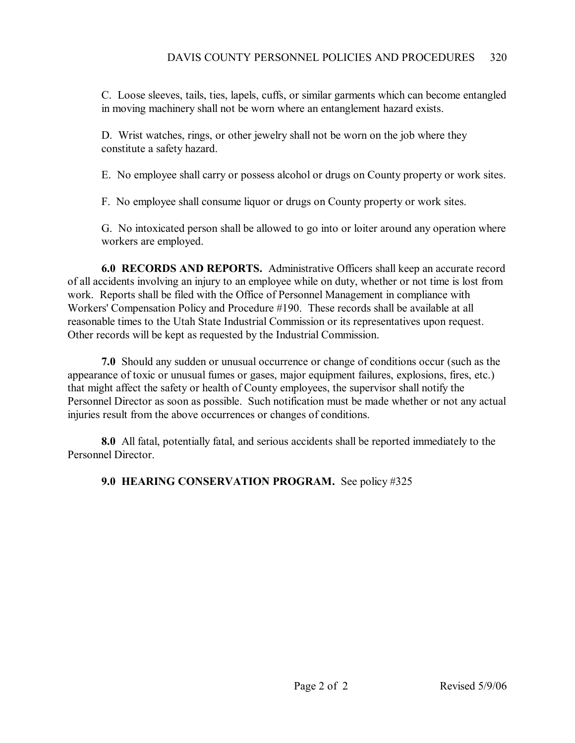C. Loose sleeves, tails, ties, lapels, cuffs, or similar garments which can become entangled in moving machinery shall not be worn where an entanglement hazard exists.

D. Wrist watches, rings, or other jewelry shall not be worn on the job where they constitute a safety hazard.

E. No employee shall carry or possess alcohol or drugs on County property or work sites.

F. No employee shall consume liquor or drugs on County property or work sites.

G. No intoxicated person shall be allowed to go into or loiter around any operation where workers are employed.

**6.0 RECORDS AND REPORTS.** Administrative Officers shall keep an accurate record of all accidents involving an injury to an employee while on duty, whether or not time is lost from work. Reports shall be filed with the Office of Personnel Management in compliance with Workers' Compensation Policy and Procedure #190. These records shall be available at all reasonable times to the Utah State Industrial Commission or its representatives upon request. Other records will be kept as requested by the Industrial Commission.

**7.0** Should any sudden or unusual occurrence or change of conditions occur (such as the appearance of toxic or unusual fumes or gases, major equipment failures, explosions, fires, etc.) that might affect the safety or health of County employees, the supervisor shall notify the Personnel Director as soon as possible. Such notification must be made whether or not any actual injuries result from the above occurrences or changes of conditions.

**8.0** All fatal, potentially fatal, and serious accidents shall be reported immediately to the Personnel Director.

**9.0 HEARING CONSERVATION PROGRAM.** See policy #325

Revised 5/9/06